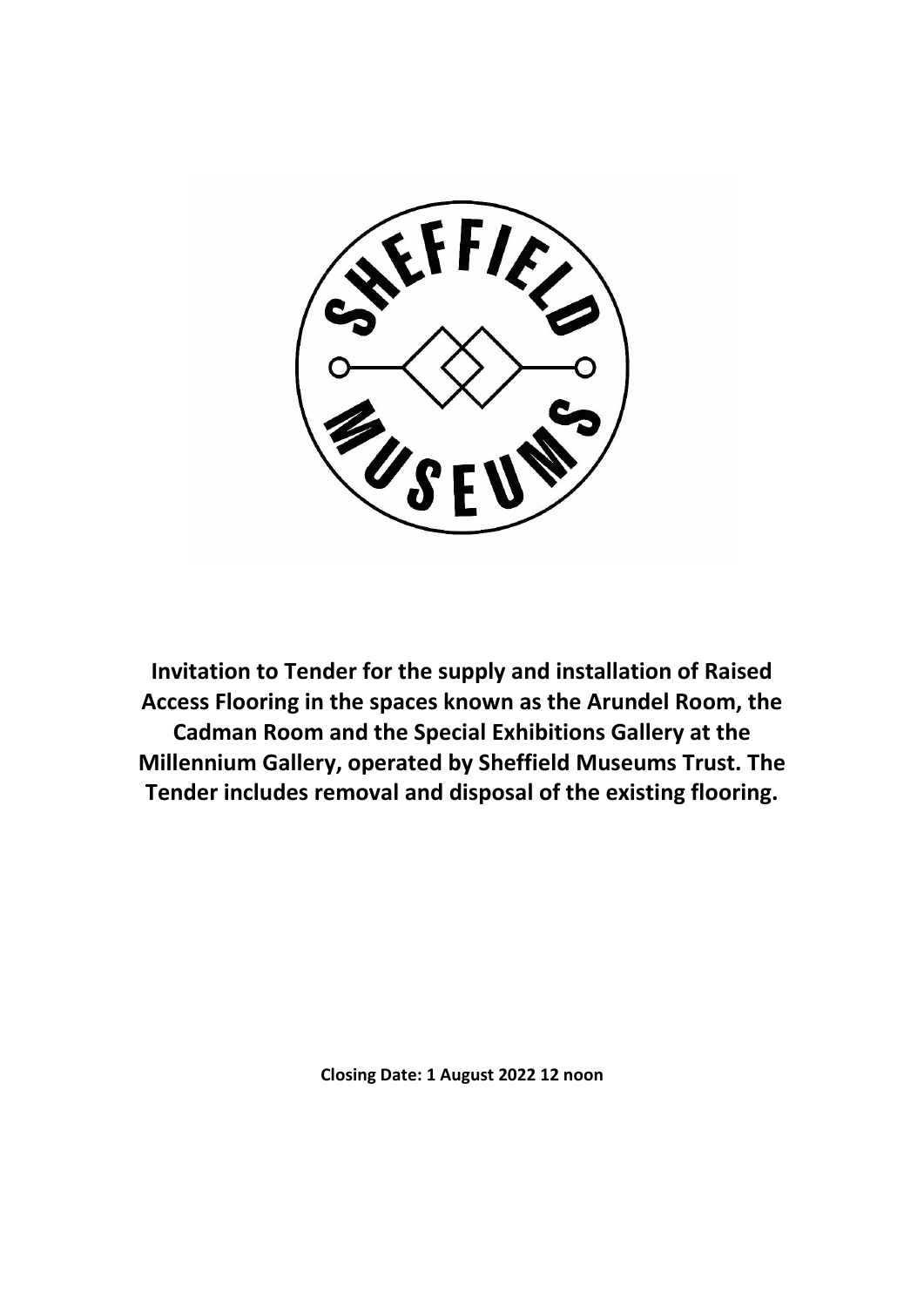**Invitation to Tender for the supply and installation of Raised Access Flooring in the spaces known as the Arundel Room, the Cadman Room and the Special Exhibitions Gallery at the Millennium Gallery, operated by Sheffield Museums Trust. The Tender includes removal and disposal of the existing flooring.**

**Closing Date: 1 August 2022 12 noon**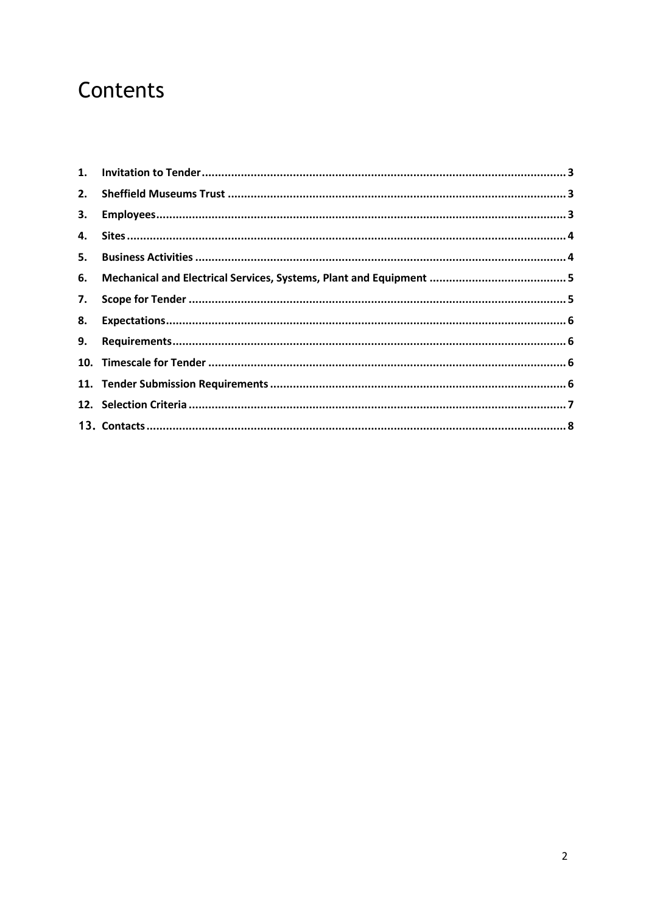# Contents

1. **Invitation to Tender** ... 3
2. **Sheffield Museums Trust** ... 3
3. **Employees** ... 3
4. **Sites** ... 4
5. **Business Activities** ... 4
6. **Mechanical and Electrical Services, Systems, Plant and Equipment** ... 5
7. **Scope for Tender** ... 5
8. **Expectations** ... 6
9. **Requirements** ... 6
10. **Timescale for Tender** ... 6
11. **Tender Submission Requirements** ... 6
12. **Selection Criteria** ... 7
13. **Contacts** ... 8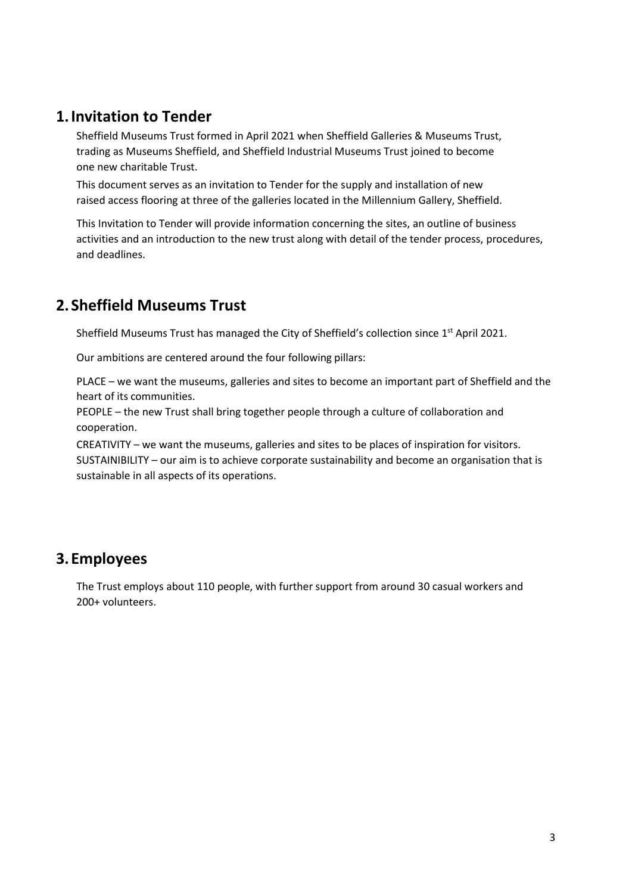## 1. Invitation to Tender

Sheffield Museums Trust formed in April 2021 when Sheffield Galleries & Museums Trust, trading as Museums Sheffield, and Sheffield Industrial Museums Trust joined to become one new charitable Trust.

This document serves as an invitation to Tender for the supply and installation of new raised access flooring at three of the galleries located in the Millennium Gallery, Sheffield.

This Invitation to Tender will provide information concerning the sites, an outline of business activities and an introduction to the new trust along with detail of the tender process, procedures, and deadlines.

## 2. Sheffield Museums Trust

Sheffield Museums Trust has managed the City of Sheffield's collection since 1st April 2021.

Our ambitions are centered around the four following pillars:

PLACE – we want the museums, galleries and sites to become an important part of Sheffield and the heart of its communities.
PEOPLE – the new Trust shall bring together people through a culture of collaboration and cooperation.
CREATIVITY – we want the museums, galleries and sites to be places of inspiration for visitors.
SUSTAINIBILITY – our aim is to achieve corporate sustainability and become an organisation that is sustainable in all aspects of its operations.

## 3. Employees

The Trust employs about 110 people, with further support from around 30 casual workers and 200+ volunteers.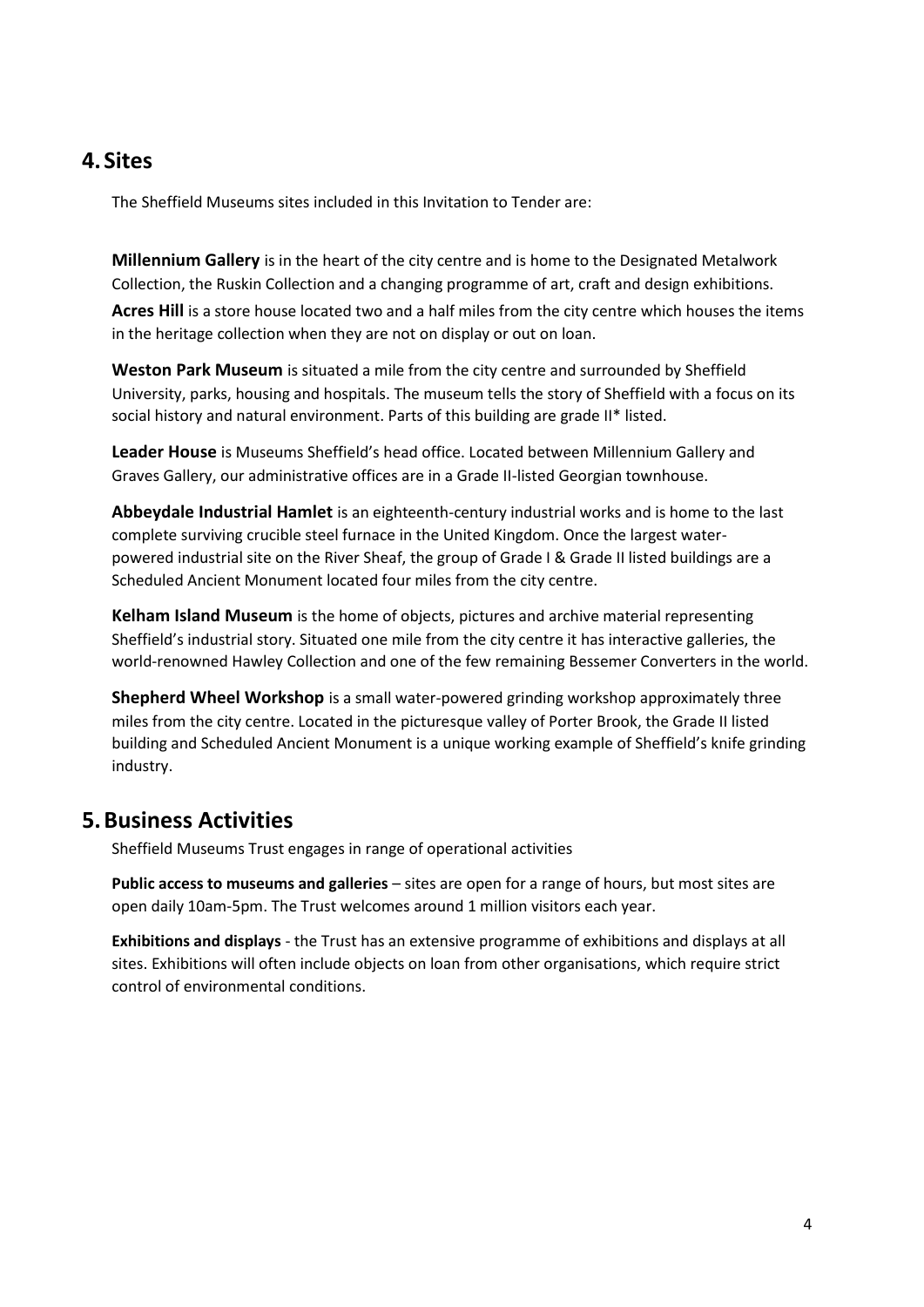## 4. Sites

The Sheffield Museums sites included in this Invitation to Tender are:

**Millennium Gallery** is in the heart of the city centre and is home to the Designated Metalwork Collection, the Ruskin Collection and a changing programme of art, craft and design exhibitions.

**Acres Hill** is a store house located two and a half miles from the city centre which houses the items in the heritage collection when they are not on display or out on loan.

**Weston Park Museum** is situated a mile from the city centre and surrounded by Sheffield University, parks, housing and hospitals. The museum tells the story of Sheffield with a focus on its social history and natural environment. Parts of this building are grade II* listed.

**Leader House** is Museums Sheffield's head office. Located between Millennium Gallery and Graves Gallery, our administrative offices are in a Grade II-listed Georgian townhouse.

**Abbeydale Industrial Hamlet** is an eighteenth-century industrial works and is home to the last complete surviving crucible steel furnace in the United Kingdom. Once the largest water-powered industrial site on the River Sheaf, the group of Grade I & Grade II listed buildings are a Scheduled Ancient Monument located four miles from the city centre.

**Kelham Island Museum** is the home of objects, pictures and archive material representing Sheffield's industrial story. Situated one mile from the city centre it has interactive galleries, the world-renowned Hawley Collection and one of the few remaining Bessemer Converters in the world.

**Shepherd Wheel Workshop** is a small water-powered grinding workshop approximately three miles from the city centre. Located in the picturesque valley of Porter Brook, the Grade II listed building and Scheduled Ancient Monument is a unique working example of Sheffield's knife grinding industry.

## 5. Business Activities

Sheffield Museums Trust engages in range of operational activities

**Public access to museums and galleries** – sites are open for a range of hours, but most sites are open daily 10am-5pm. The Trust welcomes around 1 million visitors each year.

**Exhibitions and displays** - the Trust has an extensive programme of exhibitions and displays at all sites. Exhibitions will often include objects on loan from other organisations, which require strict control of environmental conditions.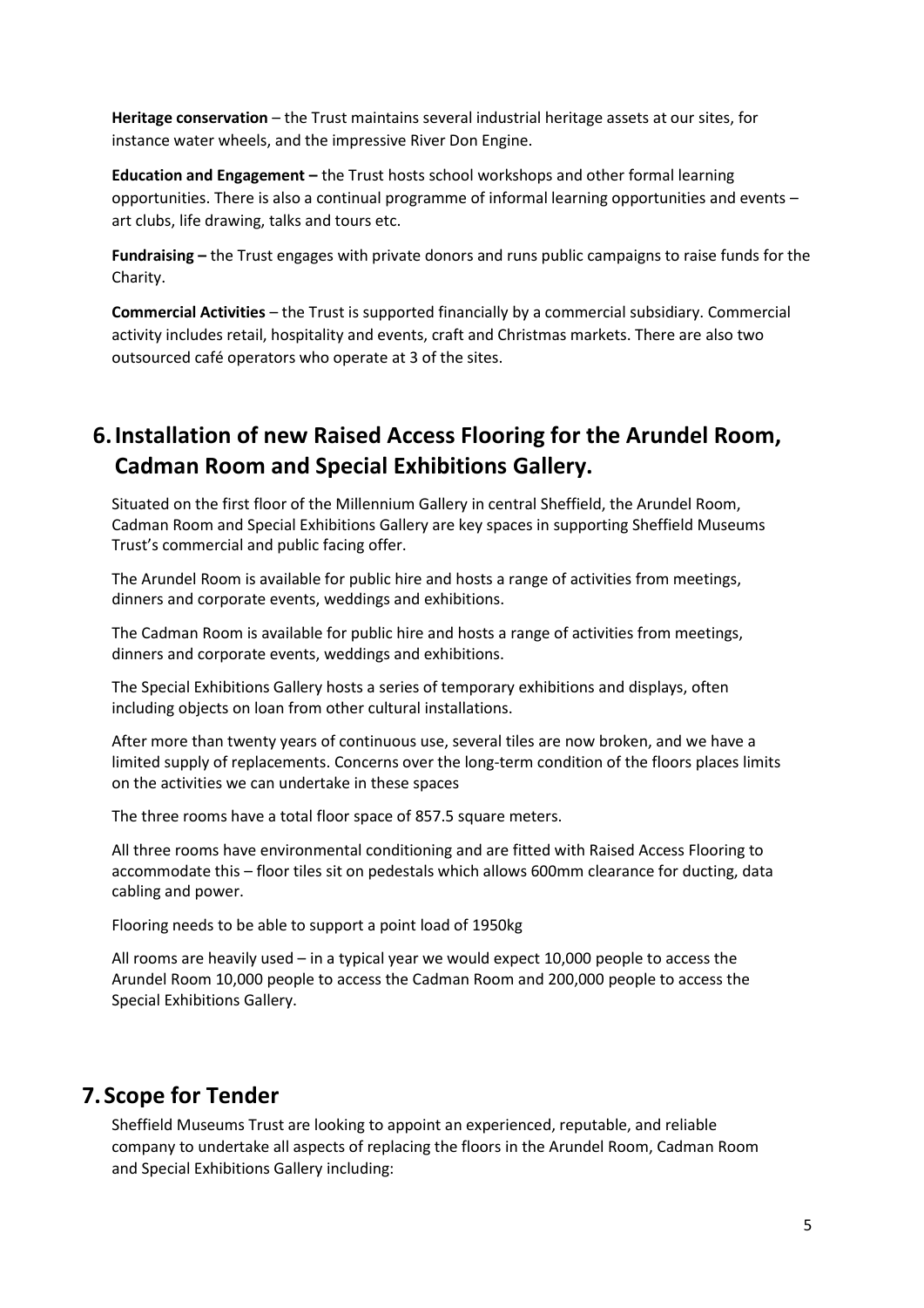**Heritage conservation** – the Trust maintains several industrial heritage assets at our sites, for instance water wheels, and the impressive River Don Engine.

**Education and Engagement –** the Trust hosts school workshops and other formal learning opportunities. There is also a continual programme of informal learning opportunities and events – art clubs, life drawing, talks and tours etc.

**Fundraising –** the Trust engages with private donors and runs public campaigns to raise funds for the Charity.

**Commercial Activities** – the Trust is supported financially by a commercial subsidiary. Commercial activity includes retail, hospitality and events, craft and Christmas markets. There are also two outsourced café operators who operate at 3 of the sites.

## 6. Installation of new Raised Access Flooring for the Arundel Room, Cadman Room and Special Exhibitions Gallery.

Situated on the first floor of the Millennium Gallery in central Sheffield, the Arundel Room, Cadman Room and Special Exhibitions Gallery are key spaces in supporting Sheffield Museums Trust's commercial and public facing offer.

The Arundel Room is available for public hire and hosts a range of activities from meetings, dinners and corporate events, weddings and exhibitions.

The Cadman Room is available for public hire and hosts a range of activities from meetings, dinners and corporate events, weddings and exhibitions.

The Special Exhibitions Gallery hosts a series of temporary exhibitions and displays, often including objects on loan from other cultural installations.

After more than twenty years of continuous use, several tiles are now broken, and we have a limited supply of replacements. Concerns over the long-term condition of the floors places limits on the activities we can undertake in these spaces

The three rooms have a total floor space of 857.5 square meters.

All three rooms have environmental conditioning and are fitted with Raised Access Flooring to accommodate this – floor tiles sit on pedestals which allows 600mm clearance for ducting, data cabling and power.

Flooring needs to be able to support a point load of 1950kg

All rooms are heavily used – in a typical year we would expect 10,000 people to access the Arundel Room 10,000 people to access the Cadman Room and 200,000 people to access the Special Exhibitions Gallery.

## 7. Scope for Tender

Sheffield Museums Trust are looking to appoint an experienced, reputable, and reliable company to undertake all aspects of replacing the floors in the Arundel Room, Cadman Room and Special Exhibitions Gallery including: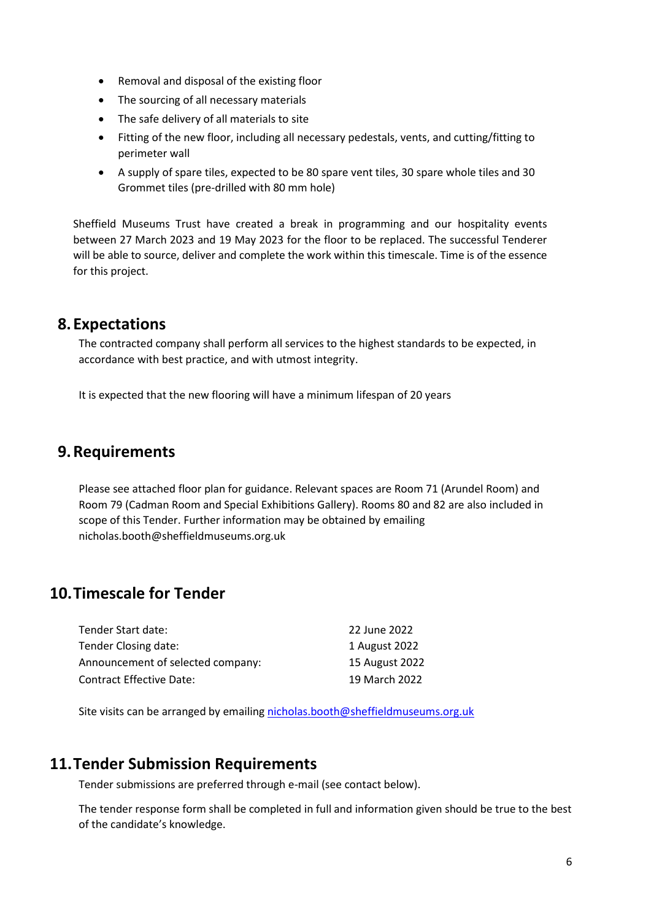- Removal and disposal of the existing floor
- The sourcing of all necessary materials
- The safe delivery of all materials to site
- Fitting of the new floor, including all necessary pedestals, vents, and cutting/fitting to perimeter wall
- A supply of spare tiles, expected to be 80 spare vent tiles, 30 spare whole tiles and 30 Grommet tiles (pre-drilled with 80 mm hole)

Sheffield Museums Trust have created a break in programming and our hospitality events between 27 March 2023 and 19 May 2023 for the floor to be replaced. The successful Tenderer will be able to source, deliver and complete the work within this timescale. Time is of the essence for this project.

## 8. Expectations

The contracted company shall perform all services to the highest standards to be expected, in accordance with best practice, and with utmost integrity.

It is expected that the new flooring will have a minimum lifespan of 20 years

## 9. Requirements

Please see attached floor plan for guidance. Relevant spaces are Room 71 (Arundel Room) and Room 79 (Cadman Room and Special Exhibitions Gallery). Rooms 80 and 82 are also included in scope of this Tender. Further information may be obtained by emailing nicholas.booth@sheffieldmuseums.org.uk

## 10. Timescale for Tender

| | |
|---|---|
| Tender Start date: | 22 June 2022 |
| Tender Closing date: | 1 August 2022 |
| Announcement of selected company: | 15 August 2022 |
| Contract Effective Date: | 19 March 2022 |

Site visits can be arranged by emailing nicholas.booth@sheffieldmuseums.org.uk

## 11. Tender Submission Requirements

Tender submissions are preferred through e-mail (see contact below).

The tender response form shall be completed in full and information given should be true to the best of the candidate's knowledge.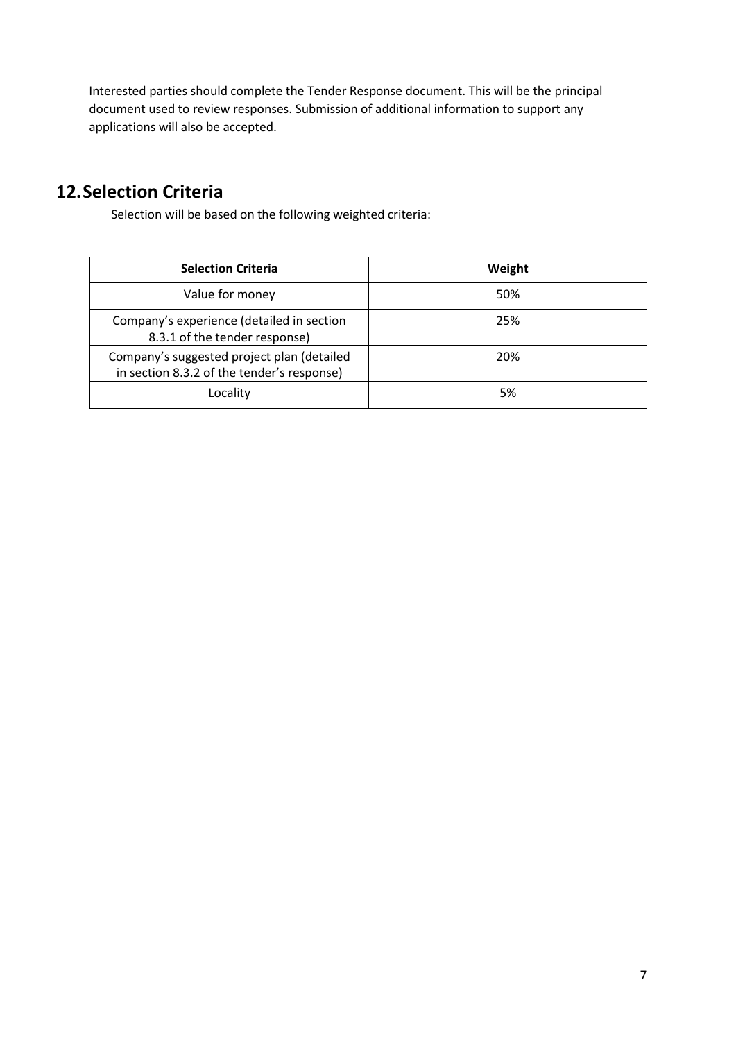Interested parties should complete the Tender Response document. This will be the principal document used to review responses. Submission of additional information to support any applications will also be accepted.

## 12. Selection Criteria

Selection will be based on the following weighted criteria:

| Selection Criteria | Weight |
| --- | --- |
| Value for money | 50% |
| Company's experience (detailed in section 8.3.1 of the tender response) | 25% |
| Company's suggested project plan (detailed in section 8.3.2 of the tender's response) | 20% |
| Locality | 5% |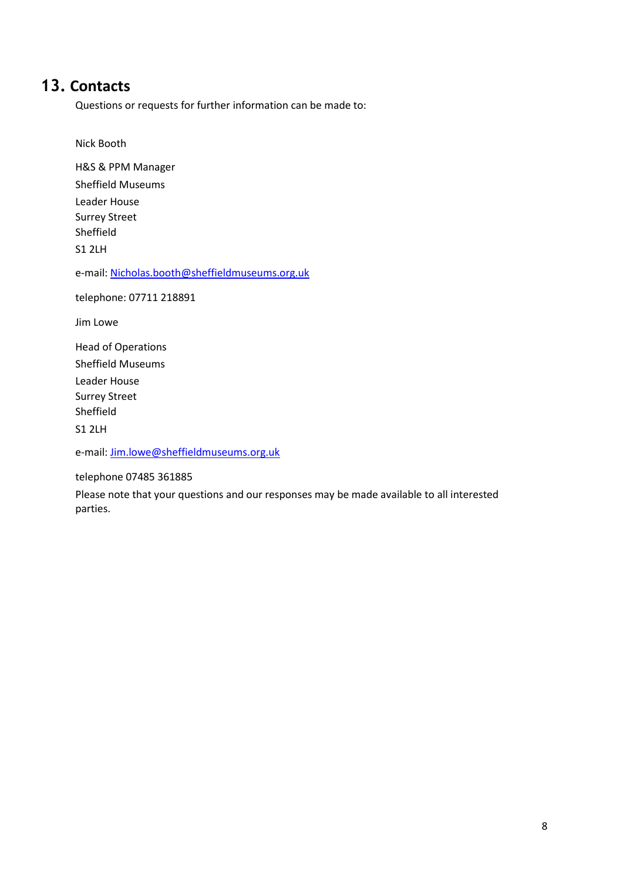## 13. Contacts

Questions or requests for further information can be made to:

Nick Booth

H&S & PPM Manager
Sheffield Museums
Leader House
Surrey Street
Sheffield
S1 2LH

e-mail: Nicholas.booth@sheffieldmuseums.org.uk

telephone: 07711 218891

Jim Lowe

Head of Operations
Sheffield Museums
Leader House
Surrey Street
Sheffield
S1 2LH

e-mail: Jim.lowe@sheffieldmuseums.org.uk

telephone 07485 361885

Please note that your questions and our responses may be made available to all interested parties.